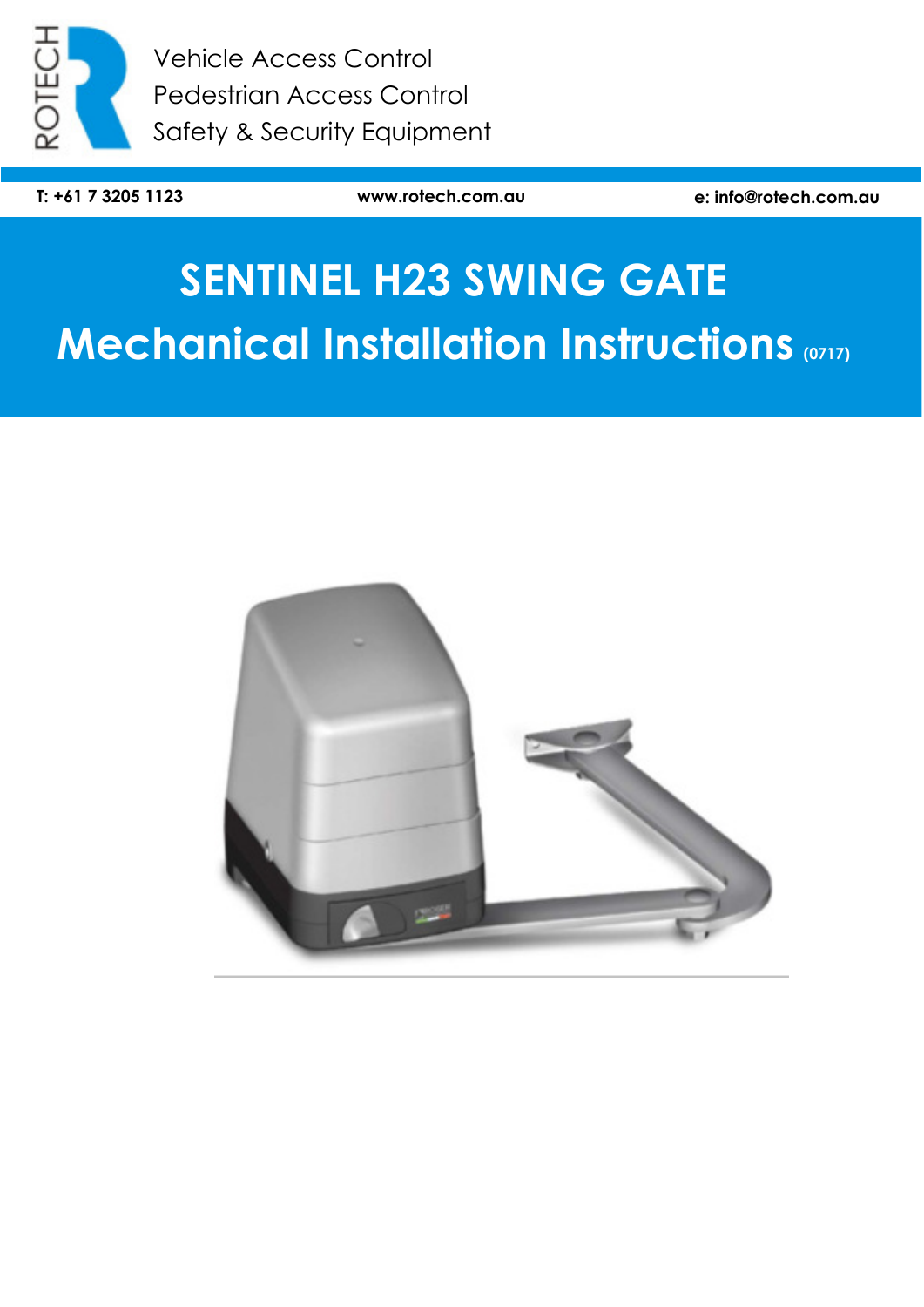ROTECH

Vehicle Access Control
Pedestrian Access Control
Safety & Security Equipment

**T: +61 7 3205 1123** **www.rotech.com.au** **e: info@rotech.com.au**

# SENTINEL H23 SWING GATE

# Mechanical Installation Instructions (0717)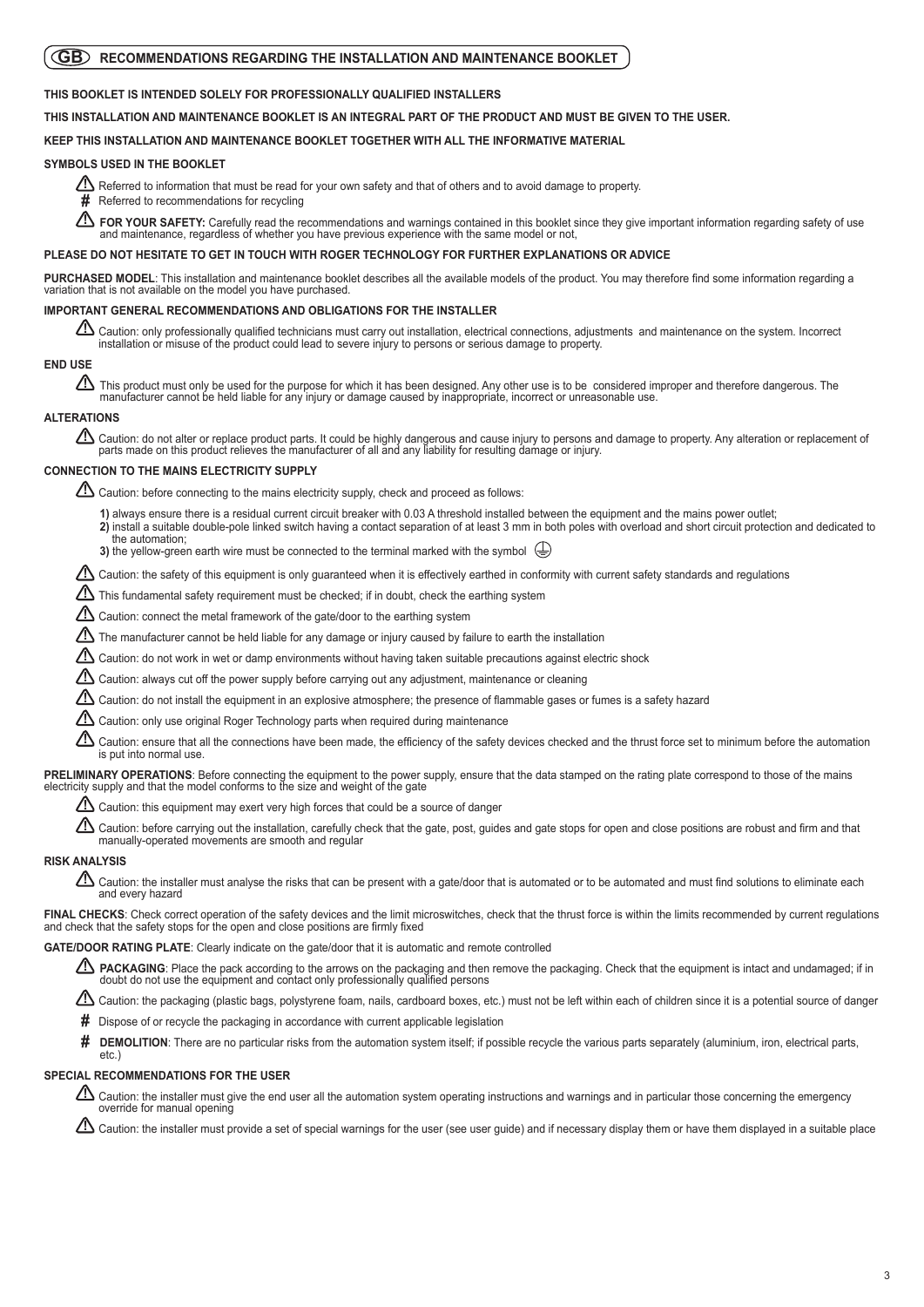## GB RECOMMENDATIONS REGARDING THE INSTALLATION AND MAINTENANCE BOOKLET

**THIS BOOKLET IS INTENDED SOLELY FOR PROFESSIONALLY QUALIFIED INSTALLERS**

**THIS INSTALLATION AND MAINTENANCE BOOKLET IS AN INTEGRAL PART OF THE PRODUCT AND MUST BE GIVEN TO THE USER.**

**KEEP THIS INSTALLATION AND MAINTENANCE BOOKLET TOGETHER WITH ALL THE INFORMATIVE MATERIAL**

**SYMBOLS USED IN THE BOOKLET**

⚠ Referred to information that must be read for your own safety and that of others and to avoid damage to property.

# Referred to recommendations for recycling

⚠ **FOR YOUR SAFETY:** Carefully read the recommendations and warnings contained in this booklet since they give important information regarding safety of use and maintenance, regardless of whether you have previous experience with the same model or not,

**PLEASE DO NOT HESITATE TO GET IN TOUCH WITH ROGER TECHNOLOGY FOR FURTHER EXPLANATIONS OR ADVICE**

**PURCHASED MODEL**: This installation and maintenance booklet describes all the available models of the product. You may therefore find some information regarding a variation that is not available on the model you have purchased.

**IMPORTANT GENERAL RECOMMENDATIONS AND OBLIGATIONS FOR THE INSTALLER**

⚠ Caution: only professionally qualified technicians must carry out installation, electrical connections, adjustments and maintenance on the system. Incorrect installation or misuse of the product could lead to severe injury to persons or serious damage to property.

**END USE**

⚠ This product must only be used for the purpose for which it has been designed. Any other use is to be considered improper and therefore dangerous. The manufacturer cannot be held liable for any injury or damage caused by inappropriate, incorrect or unreasonable use.

**ALTERATIONS**

⚠ Caution: do not alter or replace product parts. It could be highly dangerous and cause injury to persons and damage to property. Any alteration or replacement of parts made on this product relieves the manufacturer of all and any liability for resulting damage or injury.

**CONNECTION TO THE MAINS ELECTRICITY SUPPLY**

⚠ Caution: before connecting to the mains electricity supply, check and proceed as follows:

**1)** always ensure there is a residual current circuit breaker with 0.03 A threshold installed between the equipment and the mains power outlet;
**2)** install a suitable double-pole linked switch having a contact separation of at least 3 mm in both poles with overload and short circuit protection and dedicated to the automation;
**3)** the yellow-green earth wire must be connected to the terminal marked with the symbol ⏚

⚠ Caution: the safety of this equipment is only guaranteed when it is effectively earthed in conformity with current safety standards and regulations

⚠ This fundamental safety requirement must be checked; if in doubt, check the earthing system

⚠ Caution: connect the metal framework of the gate/door to the earthing system

⚠ The manufacturer cannot be held liable for any damage or injury caused by failure to earth the installation

⚠ Caution: do not work in wet or damp environments without having taken suitable precautions against electric shock

⚠ Caution: always cut off the power supply before carrying out any adjustment, maintenance or cleaning

⚠ Caution: do not install the equipment in an explosive atmosphere; the presence of flammable gases or fumes is a safety hazard

⚠ Caution: only use original Roger Technology parts when required during maintenance

⚠ Caution: ensure that all the connections have been made, the efficiency of the safety devices checked and the thrust force set to minimum before the automation is put into normal use.

**PRELIMINARY OPERATIONS**: Before connecting the equipment to the power supply, ensure that the data stamped on the rating plate correspond to those of the mains electricity supply and that the model conforms to the size and weight of the gate

⚠ Caution: this equipment may exert very high forces that could be a source of danger

⚠ Caution: before carrying out the installation, carefully check that the gate, post, guides and gate stops for open and close positions are robust and firm and that manually-operated movements are smooth and regular

**RISK ANALYSIS**

⚠ Caution: the installer must analyse the risks that can be present with a gate/door that is automated or to be automated and must find solutions to eliminate each and every hazard

**FINAL CHECKS**: Check correct operation of the safety devices and the limit microswitches, check that the thrust force is within the limits recommended by current regulations and check that the safety stops for the open and close positions are firmly fixed

**GATE/DOOR RATING PLATE**: Clearly indicate on the gate/door that it is automatic and remote controlled

⚠ **PACKAGING**: Place the pack according to the arrows on the packaging and then remove the packaging. Check that the equipment is intact and undamaged; if in doubt do not use the equipment and contact only professionally qualified persons

⚠ Caution: the packaging (plastic bags, polystyrene foam, nails, cardboard boxes, etc.) must not be left within each of children since it is a potential source of danger

# Dispose of or recycle the packaging in accordance with current applicable legislation

# **DEMOLITION**: There are no particular risks from the automation system itself; if possible recycle the various parts separately (aluminium, iron, electrical parts, etc.)

**SPECIAL RECOMMENDATIONS FOR THE USER**

⚠ Caution: the installer must give the end user all the automation system operating instructions and warnings and in particular those concerning the emergency override for manual opening

⚠ Caution: the installer must provide a set of special warnings for the user (see user guide) and if necessary display them or have them displayed in a suitable place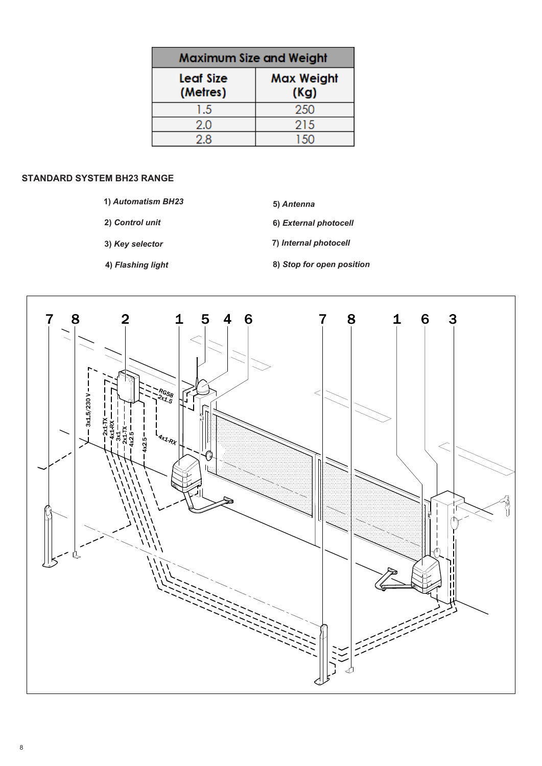| Maximum Size and Weight | |
|---|---|
| Leaf Size (Metres) | Max Weight (Kg) |
| 1.5 | 250 |
| 2.0 | 215 |
| 2.8 | 150 |

## STANDARD SYSTEM BH23 RANGE

1) *Automatism BH23*

2) *Control unit*

3) *Key selector*

4) *Flashing light*

5) *Antenna*

6) *External photocell*

7) *Internal photocell*

8) *Stop for open position*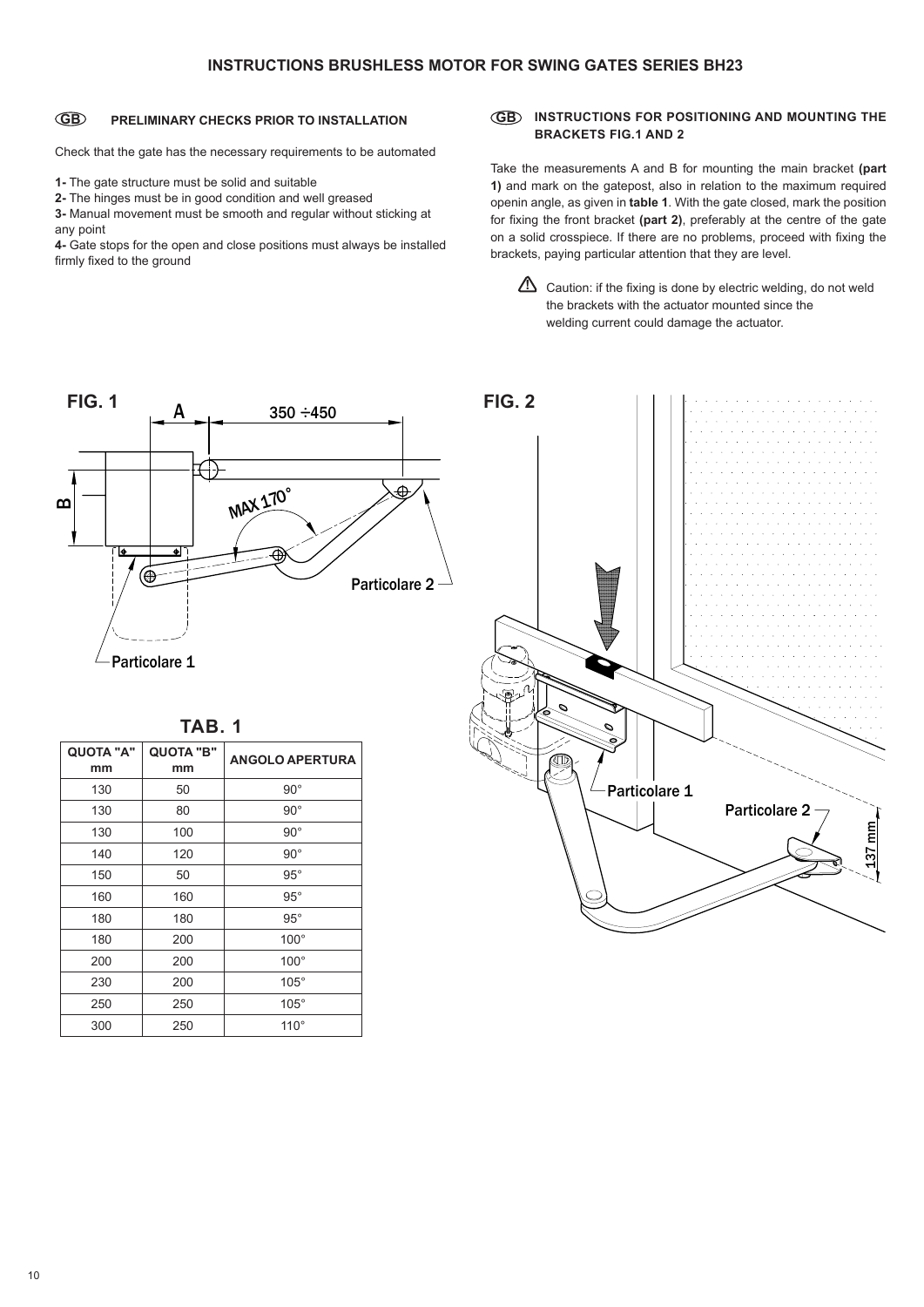# INSTRUCTIONS BRUSHLESS MOTOR FOR SWING GATES SERIES BH23

## GB PRELIMINARY CHECKS PRIOR TO INSTALLATION

Check that the gate has the necessary requirements to be automated

**1-** The gate structure must be solid and suitable
**2-** The hinges must be in good condition and well greased
**3-** Manual movement must be smooth and regular without sticking at any point
**4-** Gate stops for the open and close positions must always be installed firmly fixed to the ground

## GB INSTRUCTIONS FOR POSITIONING AND MOUNTING THE BRACKETS FIG.1 AND 2

Take the measurements A and B for mounting the main bracket **(part 1)** and mark on the gatepost, also in relation to the maximum required openin angle, as given in **table 1**. With the gate closed, mark the position for fixing the front bracket **(part 2)**, preferably at the centre of the gate on a solid crosspiece. If there are no problems, proceed with fixing the brackets, paying particular attention that they are level.

⚠ Caution: if the fixing is done by electric welding, do not weld the brackets with the actuator mounted since the welding current could damage the actuator.

**FIG. 1**

A — 350 ÷450 — B — MAX 170° — Particolare 1 — Particolare 2

**FIG. 2**

Particolare 1 — Particolare 2 — 137 mm

**TAB. 1**

| QUOTA "A" mm | QUOTA "B" mm | ANGOLO APERTURA |
|---|---|---|
| 130 | 50 | 90° |
| 130 | 80 | 90° |
| 130 | 100 | 90° |
| 140 | 120 | 90° |
| 150 | 50 | 95° |
| 160 | 160 | 95° |
| 180 | 180 | 95° |
| 180 | 200 | 100° |
| 200 | 200 | 100° |
| 230 | 200 | 105° |
| 250 | 250 | 105° |
| 300 | 250 | 110° |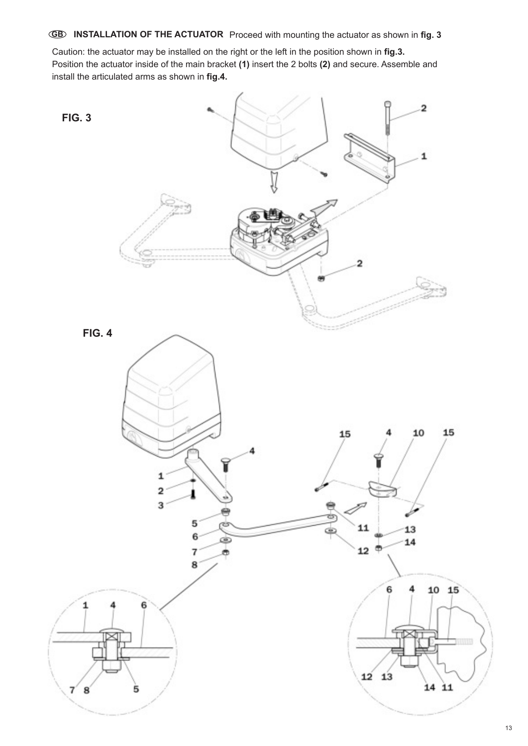**GB** **INSTALLATION OF THE ACTUATOR** Proceed with mounting the actuator as shown in **fig. 3**

Caution: the actuator may be installed on the right or the left in the position shown in **fig.3.**
Position the actuator inside of the main bracket **(1)** insert the 2 bolts **(2)** and secure. Assemble and install the articulated arms as shown in **fig.4.**

**FIG. 3**

**FIG. 4**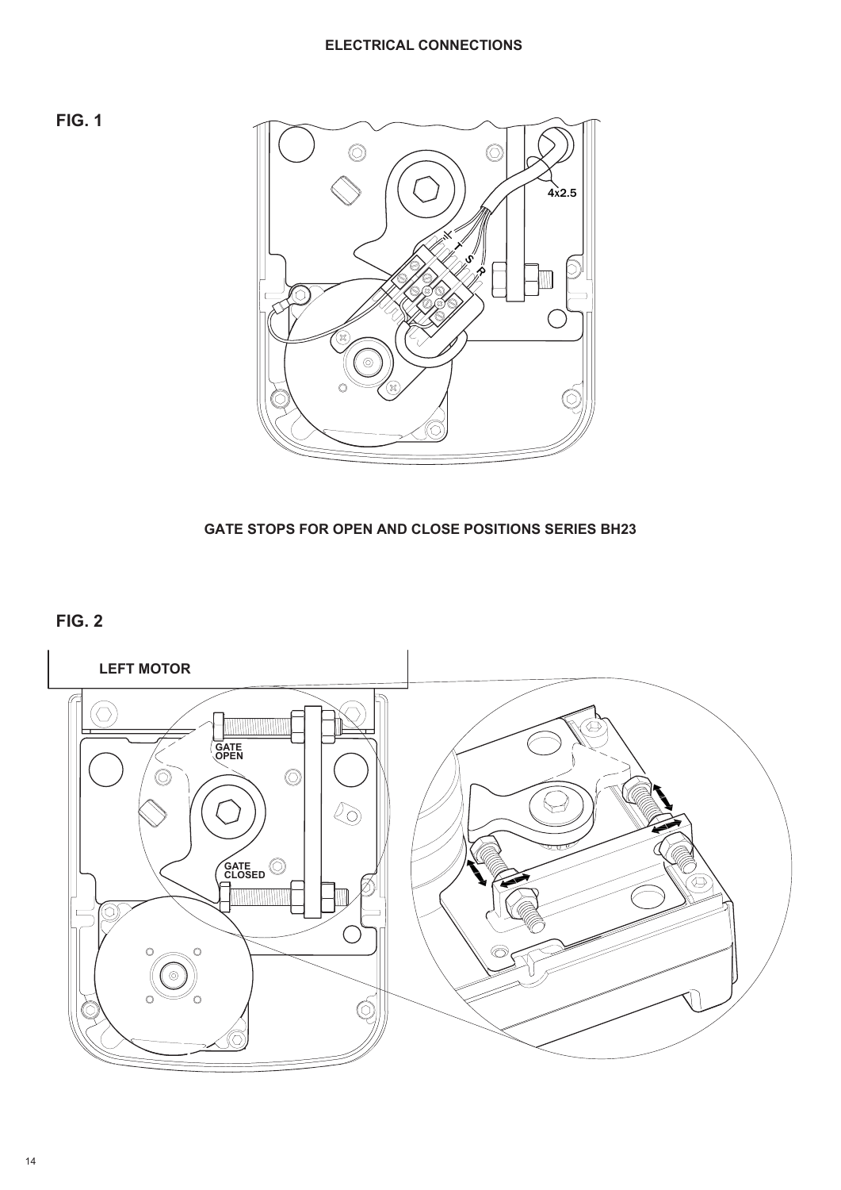## ELECTRICAL CONNECTIONS

**FIG. 1**

4x2.5

## GATE STOPS FOR OPEN AND CLOSE POSITIONS SERIES BH23

**FIG. 2**

**LEFT MOTOR**

GATE OPEN

GATE CLOSED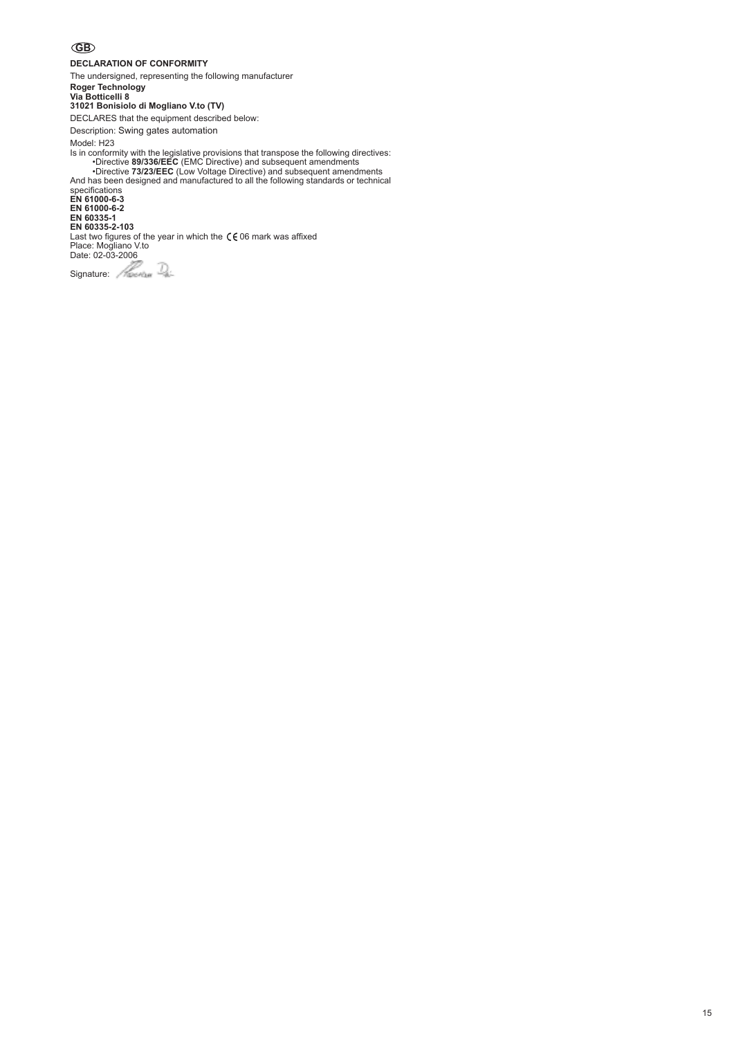GB

**DECLARATION OF CONFORMITY**

The undersigned, representing the following manufacturer
**Roger Technology**
**Via Botticelli 8**
**31021 Bonisiolo di Mogliano V.to (TV)**

DECLARES that the equipment described below:

Description: Swing gates automation

Model: H23

Is in conformity with the legislative provisions that transpose the following directives:

- Directive **89/336/EEC** (EMC Directive) and subsequent amendments
- Directive **73/23/EEC** (Low Voltage Directive) and subsequent amendments

And has been designed and manufactured to all the following standards or technical specifications

**EN 61000-6-3**
**EN 61000-6-2**
**EN 60335-1**
**EN 60335-2-103**

Last two figures of the year in which the CE 06 mark was affixed
Place: Mogliano V.to
Date: 02-03-2006

Signature: